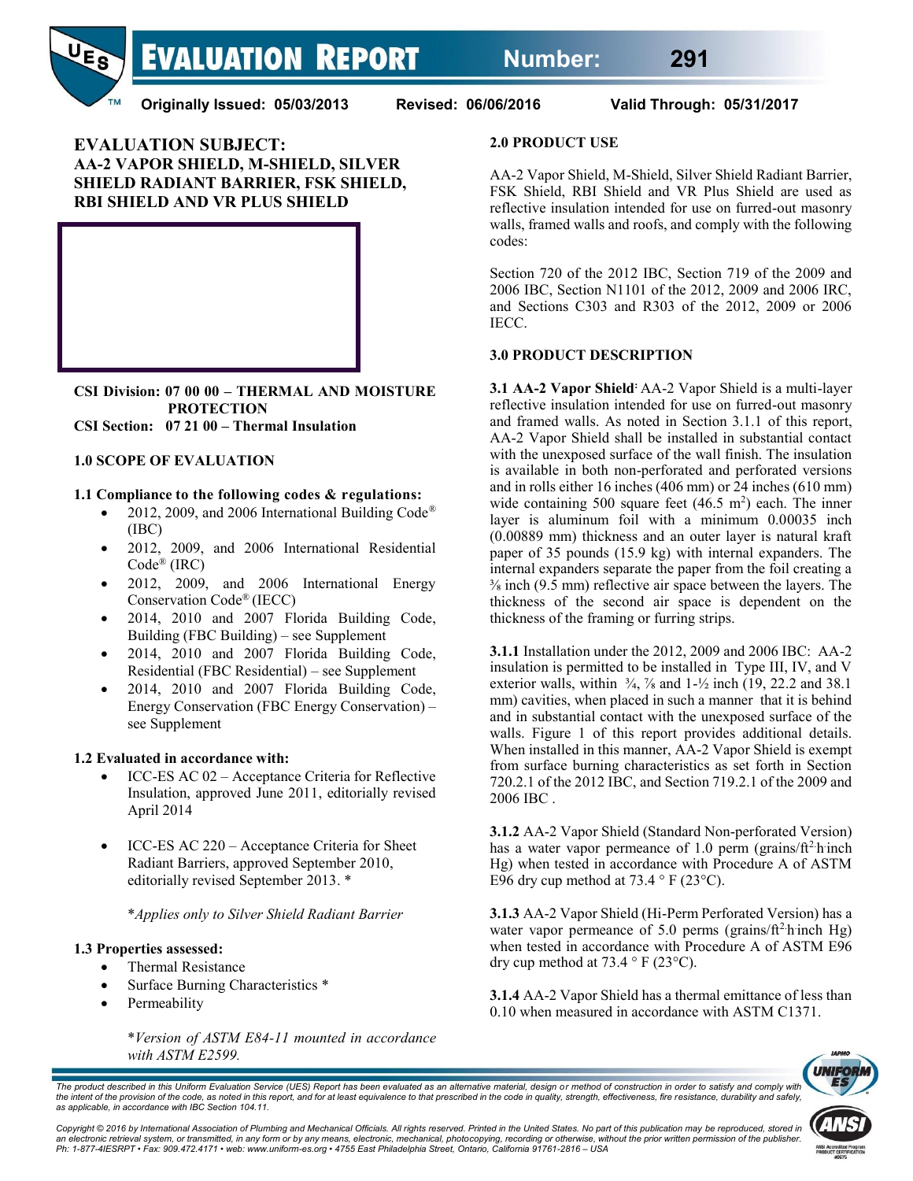# EVALUATION REPORT

**Number: 291**

**Originally Issued: 05/03/2013 Revised: 06/06/2016 Valid Through: 05/31/2017**

## EVALUATION SUBJECT: AA-2 VAPOR SHIELD, M-SHIELD, SILVER SHIELD RADIANT BARRIER, FSK SHIELD, RBI SHIELD AND VR PLUS SHIELD

**CSI Division: 07 00 00 – THERMAL AND MOISTURE PROTECTION**
**CSI Section: 07 21 00 – Thermal Insulation**

### 1.0 SCOPE OF EVALUATION

**1.1 Compliance to the following codes & regulations:**

- 2012, 2009, and 2006 International Building Code® (IBC)
- 2012, 2009, and 2006 International Residential Code® (IRC)
- 2012, 2009, and 2006 International Energy Conservation Code® (IECC)
- 2014, 2010 and 2007 Florida Building Code, Building (FBC Building) – see Supplement
- 2014, 2010 and 2007 Florida Building Code, Residential (FBC Residential) – see Supplement
- 2014, 2010 and 2007 Florida Building Code, Energy Conservation (FBC Energy Conservation) – see Supplement

**1.2 Evaluated in accordance with:**

- ICC-ES AC 02 – Acceptance Criteria for Reflective Insulation, approved June 2011, editorially revised April 2014
- ICC-ES AC 220 – Acceptance Criteria for Sheet Radiant Barriers, approved September 2010, editorially revised September 2013. *

*\*Applies only to Silver Shield Radiant Barrier*

**1.3 Properties assessed:**

- Thermal Resistance
- Surface Burning Characteristics *
- Permeability

*\*Version of ASTM E84-11 mounted in accordance with ASTM E2599.*

### 2.0 PRODUCT USE

AA-2 Vapor Shield, M-Shield, Silver Shield Radiant Barrier, FSK Shield, RBI Shield and VR Plus Shield are used as reflective insulation intended for use on furred-out masonry walls, framed walls and roofs, and comply with the following codes:

Section 720 of the 2012 IBC, Section 719 of the 2009 and 2006 IBC, Section N1101 of the 2012, 2009 and 2006 IRC, and Sections C303 and R303 of the 2012, 2009 or 2006 IECC.

### 3.0 PRODUCT DESCRIPTION

**3.1 AA-2 Vapor Shield:** AA-2 Vapor Shield is a multi-layer reflective insulation intended for use on furred-out masonry and framed walls. As noted in Section 3.1.1 of this report, AA-2 Vapor Shield shall be installed in substantial contact with the unexposed surface of the wall finish. The insulation is available in both non-perforated and perforated versions and in rolls either 16 inches (406 mm) or 24 inches (610 mm) wide containing 500 square feet (46.5 $m^2$) each. The inner layer is aluminum foil with a minimum 0.00035 inch (0.00889 mm) thickness and an outer layer is natural kraft paper of 35 pounds (15.9 kg) with internal expanders. The internal expanders separate the paper from the foil creating a ⅜ inch (9.5 mm) reflective air space between the layers. The thickness of the second air space is dependent on the thickness of the framing or furring strips.

**3.1.1** Installation under the 2012, 2009 and 2006 IBC: AA-2 insulation is permitted to be installed in Type III, IV, and V exterior walls, within ¾, ⅞ and 1-½ inch (19, 22.2 and 38.1 mm) cavities, when placed in such a manner that it is behind and in substantial contact with the unexposed surface of the walls. Figure 1 of this report provides additional details. When installed in this manner, AA-2 Vapor Shield is exempt from surface burning characteristics as set forth in Section 720.2.1 of the 2012 IBC, and Section 719.2.1 of the 2009 and 2006 IBC .

**3.1.2** AA-2 Vapor Shield (Standard Non-perforated Version) has a water vapor permeance of 1.0 perm (grains/ft$^2$·h·inch Hg) when tested in accordance with Procedure A of ASTM E96 dry cup method at 73.4 ° F (23°C).

**3.1.3** AA-2 Vapor Shield (Hi-Perm Perforated Version) has a water vapor permeance of 5.0 perms (grains/ft$^2$·h·inch Hg) when tested in accordance with Procedure A of ASTM E96 dry cup method at 73.4 ° F (23°C).

**3.1.4** AA-2 Vapor Shield has a thermal emittance of less than 0.10 when measured in accordance with ASTM C1371.

*The product described in this Uniform Evaluation Service (UES) Report has been evaluated as an alternative material, design or method of construction in order to satisfy and comply with the intent of the provision of the code, as noted in this report, and for at least equivalence to that prescribed in the code in quality, strength, effectiveness, fire resistance, durability and safety, as applicable, in accordance with IBC Section 104.11.*

*Copyright © 2016 by International Association of Plumbing and Mechanical Officials. All rights reserved. Printed in the United States. No part of this publication may be reproduced, stored in an electronic retrieval system, or transmitted, in any form or by any means, electronic, mechanical, photocopying, recording or otherwise, without the prior written permission of the publisher. Ph: 1-877-4IESRPT • Fax: 909.472.4171 • web: www.uniform-es.org • 4755 East Philadelphia Street, Ontario, California 91761-2816 – USA*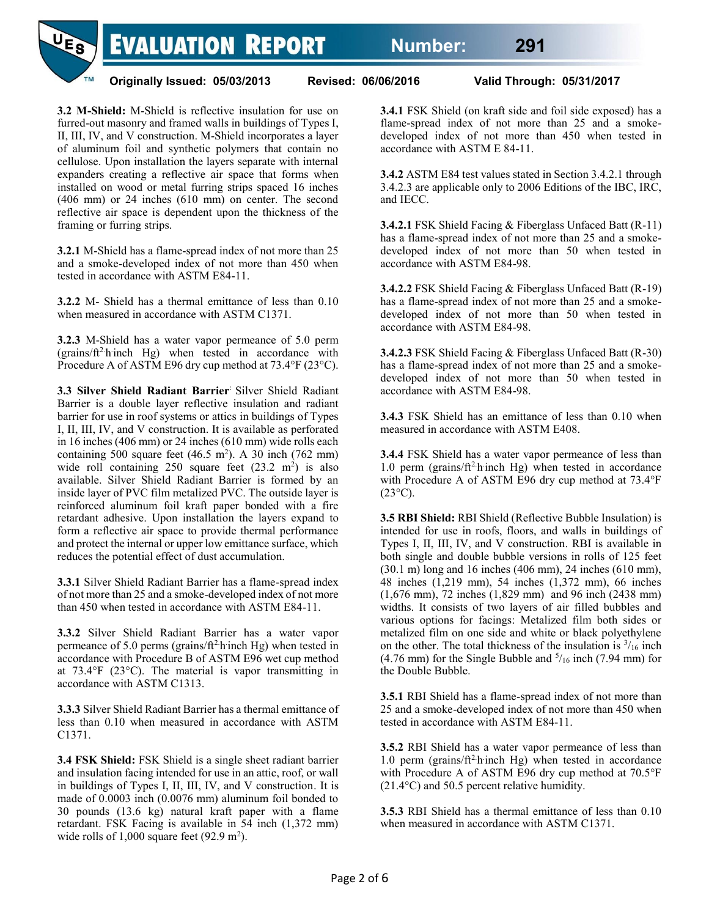**3.2 M-Shield:** M-Shield is reflective insulation for use on furred-out masonry and framed walls in buildings of Types I, II, III, IV, and V construction. M-Shield incorporates a layer of aluminum foil and synthetic polymers that contain no cellulose. Upon installation the layers separate with internal expanders creating a reflective air space that forms when installed on wood or metal furring strips spaced 16 inches (406 mm) or 24 inches (610 mm) on center. The second reflective air space is dependent upon the thickness of the framing or furring strips.

**3.2.1** M-Shield has a flame-spread index of not more than 25 and a smoke-developed index of not more than 450 when tested in accordance with ASTM E84-11.

**3.2.2** M- Shield has a thermal emittance of less than 0.10 when measured in accordance with ASTM C1371.

**3.2.3** M-Shield has a water vapor permeance of 5.0 perm (grains/ft$^2$·h·inch Hg) when tested in accordance with Procedure A of ASTM E96 dry cup method at 73.4°F (23°C).

**3.3 Silver Shield Radiant Barrier:** Silver Shield Radiant Barrier is a double layer reflective insulation and radiant barrier for use in roof systems or attics in buildings of Types I, II, III, IV, and V construction. It is available as perforated in 16 inches (406 mm) or 24 inches (610 mm) wide rolls each containing 500 square feet (46.5 m$^2$). A 30 inch (762 mm) wide roll containing 250 square feet (23.2 m$^2$) is also available. Silver Shield Radiant Barrier is formed by an inside layer of PVC film metalized PVC. The outside layer is reinforced aluminum foil kraft paper bonded with a fire retardant adhesive. Upon installation the layers expand to form a reflective air space to provide thermal performance and protect the internal or upper low emittance surface, which reduces the potential effect of dust accumulation.

**3.3.1** Silver Shield Radiant Barrier has a flame-spread index of not more than 25 and a smoke-developed index of not more than 450 when tested in accordance with ASTM E84-11.

**3.3.2** Silver Shield Radiant Barrier has a water vapor permeance of 5.0 perms (grains/ft$^2$·h·inch Hg) when tested in accordance with Procedure B of ASTM E96 wet cup method at 73.4°F (23°C). The material is vapor transmitting in accordance with ASTM C1313.

**3.3.3** Silver Shield Radiant Barrier has a thermal emittance of less than 0.10 when measured in accordance with ASTM C1371.

**3.4 FSK Shield:** FSK Shield is a single sheet radiant barrier and insulation facing intended for use in an attic, roof, or wall in buildings of Types I, II, III, IV, and V construction. It is made of 0.0003 inch (0.0076 mm) aluminum foil bonded to 30 pounds (13.6 kg) natural kraft paper with a flame retardant. FSK Facing is available in 54 inch (1,372 mm) wide rolls of 1,000 square feet (92.9 m$^2$).

**3.4.1** FSK Shield (on kraft side and foil side exposed) has a flame-spread index of not more than 25 and a smoke-developed index of not more than 450 when tested in accordance with ASTM E 84-11.

**3.4.2** ASTM E84 test values stated in Section 3.4.2.1 through 3.4.2.3 are applicable only to 2006 Editions of the IBC, IRC, and IECC.

**3.4.2.1** FSK Shield Facing & Fiberglass Unfaced Batt (R-11) has a flame-spread index of not more than 25 and a smoke-developed index of not more than 50 when tested in accordance with ASTM E84-98.

**3.4.2.2** FSK Shield Facing & Fiberglass Unfaced Batt (R-19) has a flame-spread index of not more than 25 and a smoke-developed index of not more than 50 when tested in accordance with ASTM E84-98.

**3.4.2.3** FSK Shield Facing & Fiberglass Unfaced Batt (R-30) has a flame-spread index of not more than 25 and a smoke-developed index of not more than 50 when tested in accordance with ASTM E84-98.

**3.4.3** FSK Shield has an emittance of less than 0.10 when measured in accordance with ASTM E408.

**3.4.4** FSK Shield has a water vapor permeance of less than 1.0 perm (grains/ft$^2$·h·inch Hg) when tested in accordance with Procedure A of ASTM E96 dry cup method at 73.4°F (23°C).

**3.5 RBI Shield:** RBI Shield (Reflective Bubble Insulation) is intended for use in roofs, floors, and walls in buildings of Types I, II, III, IV, and V construction. RBI is available in both single and double bubble versions in rolls of 125 feet (30.1 m) long and 16 inches (406 mm), 24 inches (610 mm), 48 inches (1,219 mm), 54 inches (1,372 mm), 66 inches (1,676 mm), 72 inches (1,829 mm) and 96 inch (2438 mm) widths. It consists of two layers of air filled bubbles and various options for facings: Metalized film both sides or metalized film on one side and white or black polyethylene on the other. The total thickness of the insulation is $^3/_{16}$ inch (4.76 mm) for the Single Bubble and $^5/_{16}$ inch (7.94 mm) for the Double Bubble.

**3.5.1** RBI Shield has a flame-spread index of not more than 25 and a smoke-developed index of not more than 450 when tested in accordance with ASTM E84-11.

**3.5.2** RBI Shield has a water vapor permeance of less than 1.0 perm (grains/ft$^2$·h·inch Hg) when tested in accordance with Procedure A of ASTM E96 dry cup method at 70.5°F (21.4°C) and 50.5 percent relative humidity.

**3.5.3** RBI Shield has a thermal emittance of less than 0.10 when measured in accordance with ASTM C1371.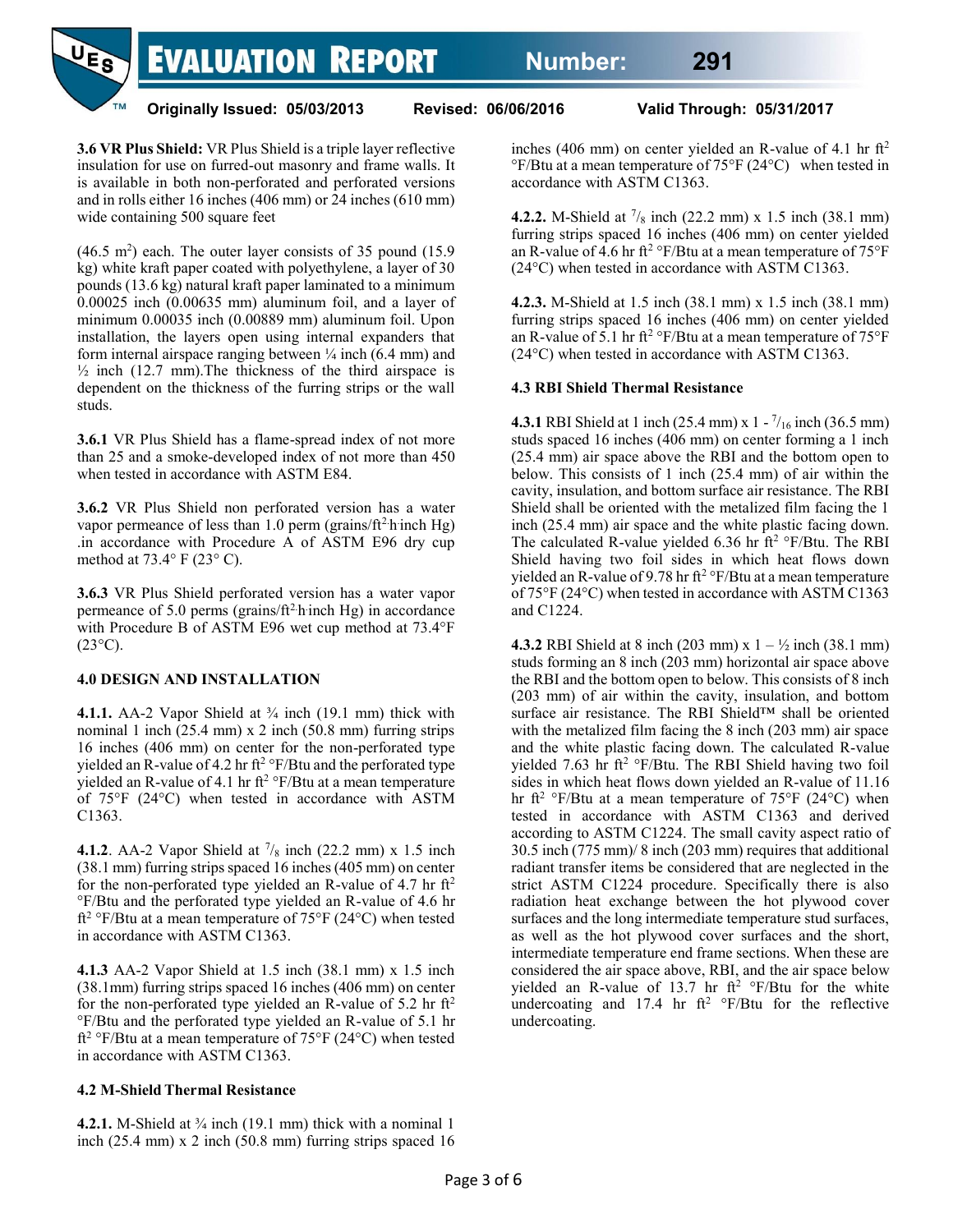**3.6 VR Plus Shield:** VR Plus Shield is a triple layer reflective insulation for use on furred-out masonry and frame walls. It is available in both non-perforated and perforated versions and in rolls either 16 inches (406 mm) or 24 inches (610 mm) wide containing 500 square feet

(46.5 $m^2$) each. The outer layer consists of 35 pound (15.9 kg) white kraft paper coated with polyethylene, a layer of 30 pounds (13.6 kg) natural kraft paper laminated to a minimum 0.00025 inch (0.00635 mm) aluminum foil, and a layer of minimum 0.00035 inch (0.00889 mm) aluminum foil. Upon installation, the layers open using internal expanders that form internal airspace ranging between ¼ inch (6.4 mm) and ½ inch (12.7 mm).The thickness of the third airspace is dependent on the thickness of the furring strips or the wall studs.

**3.6.1** VR Plus Shield has a flame-spread index of not more than 25 and a smoke-developed index of not more than 450 when tested in accordance with ASTM E84.

**3.6.2** VR Plus Shield non perforated version has a water vapor permeance of less than 1.0 perm (grains/$ft^2$·h·inch Hg) .in accordance with Procedure A of ASTM E96 dry cup method at 73.4° F (23° C).

**3.6.3** VR Plus Shield perforated version has a water vapor permeance of 5.0 perms (grains/$ft^2$·h·inch Hg) in accordance with Procedure B of ASTM E96 wet cup method at 73.4°F (23°C).

**4.0 DESIGN AND INSTALLATION**

**4.1.1.** AA-2 Vapor Shield at ¾ inch (19.1 mm) thick with nominal 1 inch (25.4 mm) x 2 inch (50.8 mm) furring strips 16 inches (406 mm) on center for the non-perforated type yielded an R-value of 4.2 hr $ft^2$ °F/Btu and the perforated type yielded an R-value of 4.1 hr $ft^2$ °F/Btu at a mean temperature of 75°F (24°C) when tested in accordance with ASTM C1363.

**4.1.2**. AA-2 Vapor Shield at $^7/_8$ inch (22.2 mm) x 1.5 inch (38.1 mm) furring strips spaced 16 inches (405 mm) on center for the non-perforated type yielded an R-value of 4.7 hr $ft^2$ °F/Btu and the perforated type yielded an R-value of 4.6 hr $ft^2$ °F/Btu at a mean temperature of 75°F (24°C) when tested in accordance with ASTM C1363.

**4.1.3** AA-2 Vapor Shield at 1.5 inch (38.1 mm) x 1.5 inch (38.1mm) furring strips spaced 16 inches (406 mm) on center for the non-perforated type yielded an R-value of 5.2 hr $ft^2$ °F/Btu and the perforated type yielded an R-value of 5.1 hr $ft^2$ °F/Btu at a mean temperature of 75°F (24°C) when tested in accordance with ASTM C1363.

**4.2 M-Shield Thermal Resistance**

**4.2.1.** M-Shield at ¾ inch (19.1 mm) thick with a nominal 1 inch (25.4 mm) x 2 inch (50.8 mm) furring strips spaced 16 inches (406 mm) on center yielded an R-value of 4.1 hr $ft^2$ °F/Btu at a mean temperature of 75°F (24°C) when tested in accordance with ASTM C1363.

**4.2.2.** M-Shield at $^7/_8$ inch (22.2 mm) x 1.5 inch (38.1 mm) furring strips spaced 16 inches (406 mm) on center yielded an R-value of 4.6 hr $ft^2$ °F/Btu at a mean temperature of 75°F (24°C) when tested in accordance with ASTM C1363.

**4.2.3.** M-Shield at 1.5 inch (38.1 mm) x 1.5 inch (38.1 mm) furring strips spaced 16 inches (406 mm) on center yielded an R-value of 5.1 hr $ft^2$ °F/Btu at a mean temperature of 75°F (24°C) when tested in accordance with ASTM C1363.

**4.3 RBI Shield Thermal Resistance**

**4.3.1** RBI Shield at 1 inch (25.4 mm) x 1 - $^7/_{16}$ inch (36.5 mm) studs spaced 16 inches (406 mm) on center forming a 1 inch (25.4 mm) air space above the RBI and the bottom open to below. This consists of 1 inch (25.4 mm) of air within the cavity, insulation, and bottom surface air resistance. The RBI Shield shall be oriented with the metalized film facing the 1 inch (25.4 mm) air space and the white plastic facing down. The calculated R-value yielded 6.36 hr $ft^2$ °F/Btu. The RBI Shield having two foil sides in which heat flows down yielded an R-value of 9.78 hr $ft^2$ °F/Btu at a mean temperature of 75°F (24°C) when tested in accordance with ASTM C1363 and C1224.

**4.3.2** RBI Shield at 8 inch (203 mm) x 1 – ½ inch (38.1 mm) studs forming an 8 inch (203 mm) horizontal air space above the RBI and the bottom open to below. This consists of 8 inch (203 mm) of air within the cavity, insulation, and bottom surface air resistance. The RBI Shield™ shall be oriented with the metalized film facing the 8 inch (203 mm) air space and the white plastic facing down. The calculated R-value yielded 7.63 hr $ft^2$ °F/Btu. The RBI Shield having two foil sides in which heat flows down yielded an R-value of 11.16 hr $ft^2$ °F/Btu at a mean temperature of 75°F (24°C) when tested in accordance with ASTM C1363 and derived according to ASTM C1224. The small cavity aspect ratio of 30.5 inch (775 mm)/ 8 inch (203 mm) requires that additional radiant transfer items be considered that are neglected in the strict ASTM C1224 procedure. Specifically there is also radiation heat exchange between the hot plywood cover surfaces and the long intermediate temperature stud surfaces, as well as the hot plywood cover surfaces and the short, intermediate temperature end frame sections. When these are considered the air space above, RBI, and the air space below yielded an R-value of 13.7 hr $ft^2$ °F/Btu for the white undercoating and 17.4 hr $ft^2$ °F/Btu for the reflective undercoating.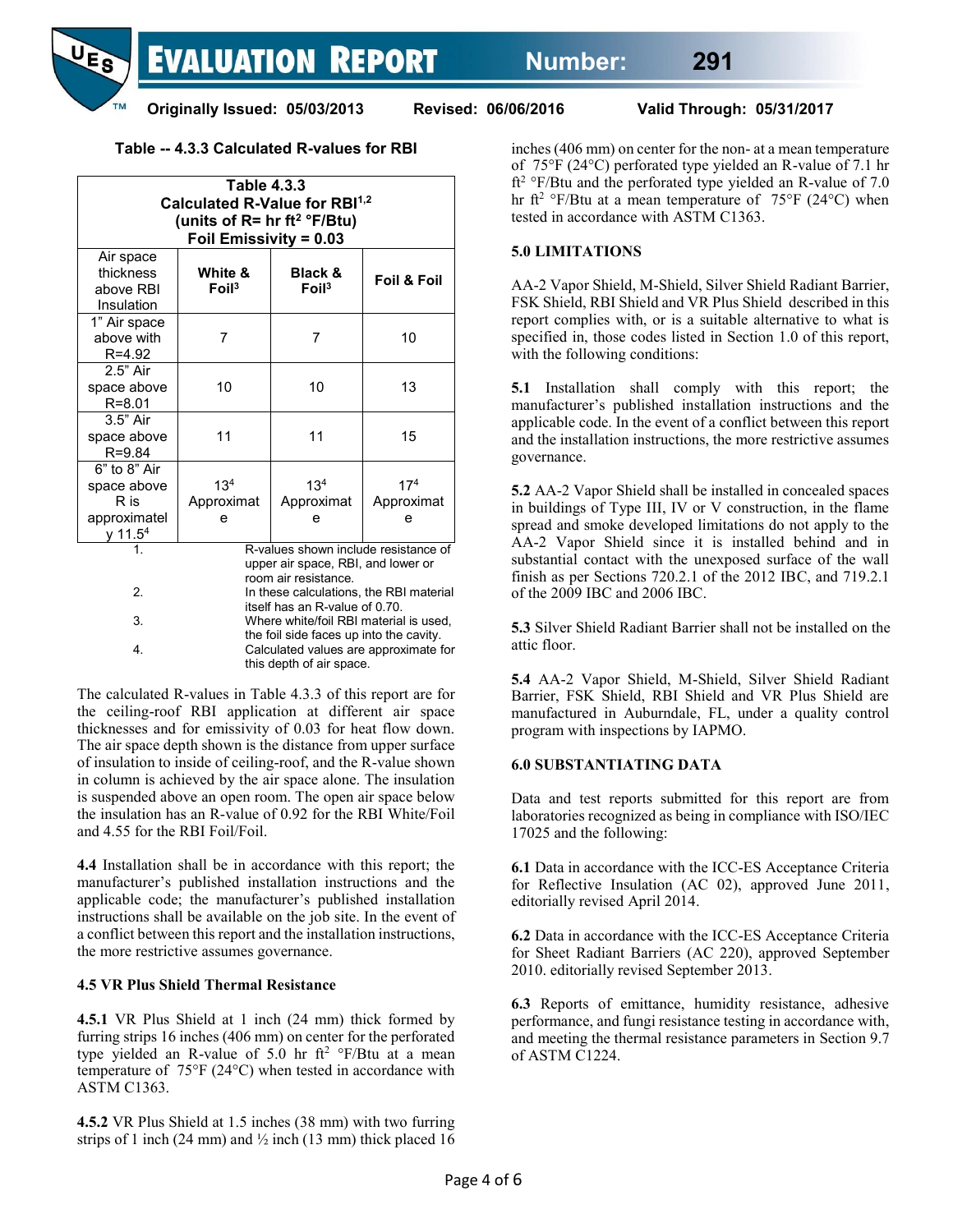**Table -- 4.3.3 Calculated R-values for RBI**

| Table 4.3.3 Calculated R-Value for RBI[1,2] (units of R= hr ft² °F/Btu) Foil Emissivity = 0.03 | | | |
|---|---|---|---|
| Air space thickness above RBI Insulation | White & Foil[3] | Black & Foil[3] | Foil & Foil |
| 1" Air space above with R=4.92 | 7 | 7 | 10 |
| 2.5" Air space above R=8.01 | 10 | 10 | 13 |
| 3.5" Air space above R=9.84 | 11 | 11 | 15 |
| 6" to 8" Air space above R is approximately 11.5[4] | 13[4] Approximate | 13[4] Approximate | 17[4] Approximate |

1. R-values shown include resistance of upper air space, RBI, and lower or room air resistance.
2. In these calculations, the RBI material itself has an R-value of 0.70.
3. Where white/foil RBI material is used, the foil side faces up into the cavity.
4. Calculated values are approximate for this depth of air space.

The calculated R-values in Table 4.3.3 of this report are for the ceiling-roof RBI application at different air space thicknesses and for emissivity of 0.03 for heat flow down. The air space depth shown is the distance from upper surface of insulation to inside of ceiling-roof, and the R-value shown in column is achieved by the air space alone. The insulation is suspended above an open room. The open air space below the insulation has an R-value of 0.92 for the RBI White/Foil and 4.55 for the RBI Foil/Foil.

**4.4** Installation shall be in accordance with this report; the manufacturer's published installation instructions and the applicable code; the manufacturer's published installation instructions shall be available on the job site. In the event of a conflict between this report and the installation instructions, the more restrictive assumes governance.

**4.5 VR Plus Shield Thermal Resistance**

**4.5.1** VR Plus Shield at 1 inch (24 mm) thick formed by furring strips 16 inches (406 mm) on center for the perforated type yielded an R-value of 5.0 hr ft² °F/Btu at a mean temperature of 75°F (24°C) when tested in accordance with ASTM C1363.

**4.5.2** VR Plus Shield at 1.5 inches (38 mm) with two furring strips of 1 inch (24 mm) and ½ inch (13 mm) thick placed 16 inches (406 mm) on center for the non- at a mean temperature of 75°F (24°C) perforated type yielded an R-value of 7.1 hr ft² °F/Btu and the perforated type yielded an R-value of 7.0 hr ft² °F/Btu at a mean temperature of 75°F (24°C) when tested in accordance with ASTM C1363.

**5.0 LIMITATIONS**

AA-2 Vapor Shield, M-Shield, Silver Shield Radiant Barrier, FSK Shield, RBI Shield and VR Plus Shield described in this report complies with, or is a suitable alternative to what is specified in, those codes listed in Section 1.0 of this report, with the following conditions:

**5.1** Installation shall comply with this report; the manufacturer's published installation instructions and the applicable code. In the event of a conflict between this report and the installation instructions, the more restrictive assumes governance.

**5.2** AA-2 Vapor Shield shall be installed in concealed spaces in buildings of Type III, IV or V construction, in the flame spread and smoke developed limitations do not apply to the AA-2 Vapor Shield since it is installed behind and in substantial contact with the unexposed surface of the wall finish as per Sections 720.2.1 of the 2012 IBC, and 719.2.1 of the 2009 IBC and 2006 IBC.

**5.3** Silver Shield Radiant Barrier shall not be installed on the attic floor.

**5.4** AA-2 Vapor Shield, M-Shield, Silver Shield Radiant Barrier, FSK Shield, RBI Shield and VR Plus Shield are manufactured in Auburndale, FL, under a quality control program with inspections by IAPMO.

**6.0 SUBSTANTIATING DATA**

Data and test reports submitted for this report are from laboratories recognized as being in compliance with ISO/IEC 17025 and the following:

**6.1** Data in accordance with the ICC-ES Acceptance Criteria for Reflective Insulation (AC 02), approved June 2011, editorially revised April 2014.

**6.2** Data in accordance with the ICC-ES Acceptance Criteria for Sheet Radiant Barriers (AC 220), approved September 2010. editorially revised September 2013.

**6.3** Reports of emittance, humidity resistance, adhesive performance, and fungi resistance testing in accordance with, and meeting the thermal resistance parameters in Section 9.7 of ASTM C1224.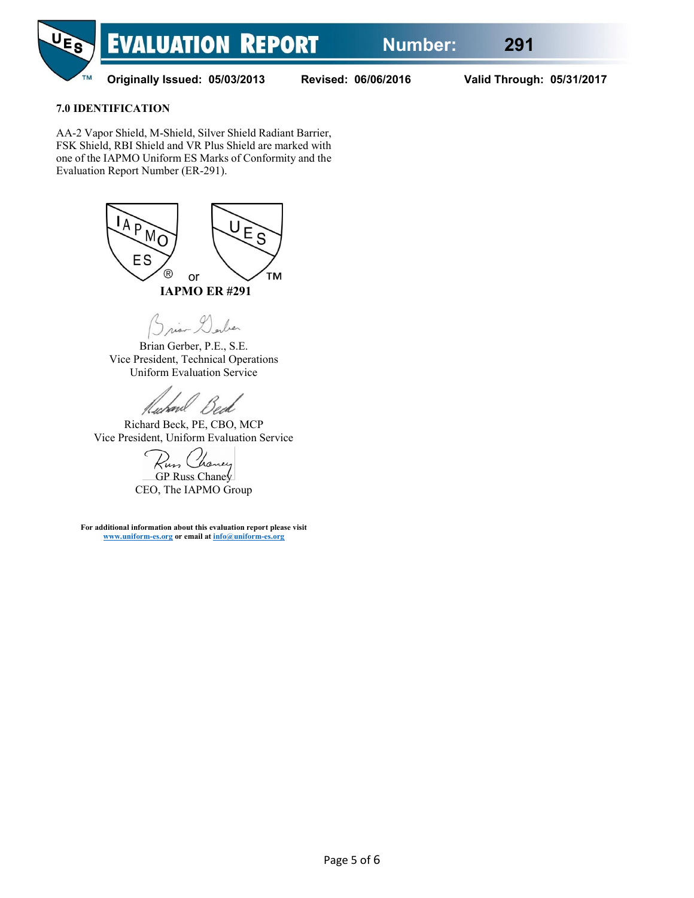## 7.0 IDENTIFICATION

AA-2 Vapor Shield, M-Shield, Silver Shield Radiant Barrier, FSK Shield, RBI Shield and VR Plus Shield are marked with one of the IAPMO Uniform ES Marks of Conformity and the Evaluation Report Number (ER-291).

IAPMO ES ® or UES ™

**IAPMO ER #291**

Brian Gerber, P.E., S.E.
Vice President, Technical Operations
Uniform Evaluation Service

Richard Beck, PE, CBO, MCP
Vice President, Uniform Evaluation Service

GP Russ Chaney
CEO, The IAPMO Group

**For additional information about this evaluation report please visit [www.uniform-es.org](http://www.uniform-es.org) or email at [info@uniform-es.org](mailto:info@uniform-es.org)**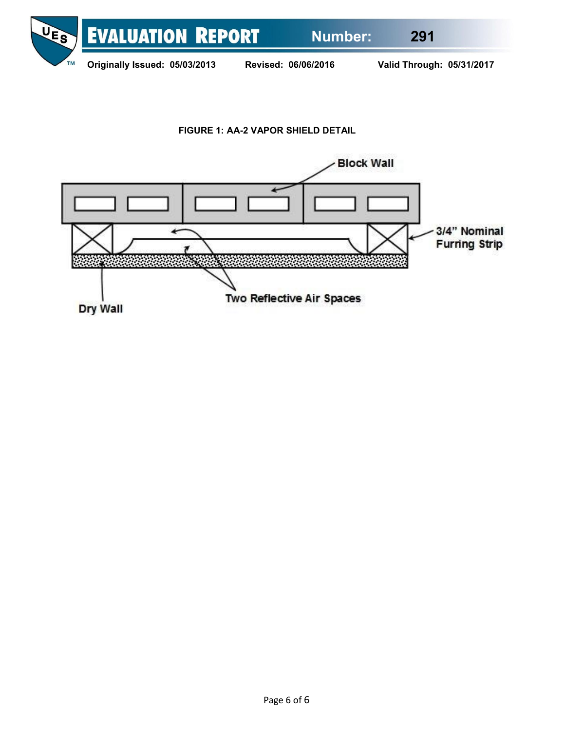**FIGURE 1: AA-2 VAPOR SHIELD DETAIL**

Block Wall

3/4" Nominal Furring Strip

Two Reflective Air Spaces

Dry Wall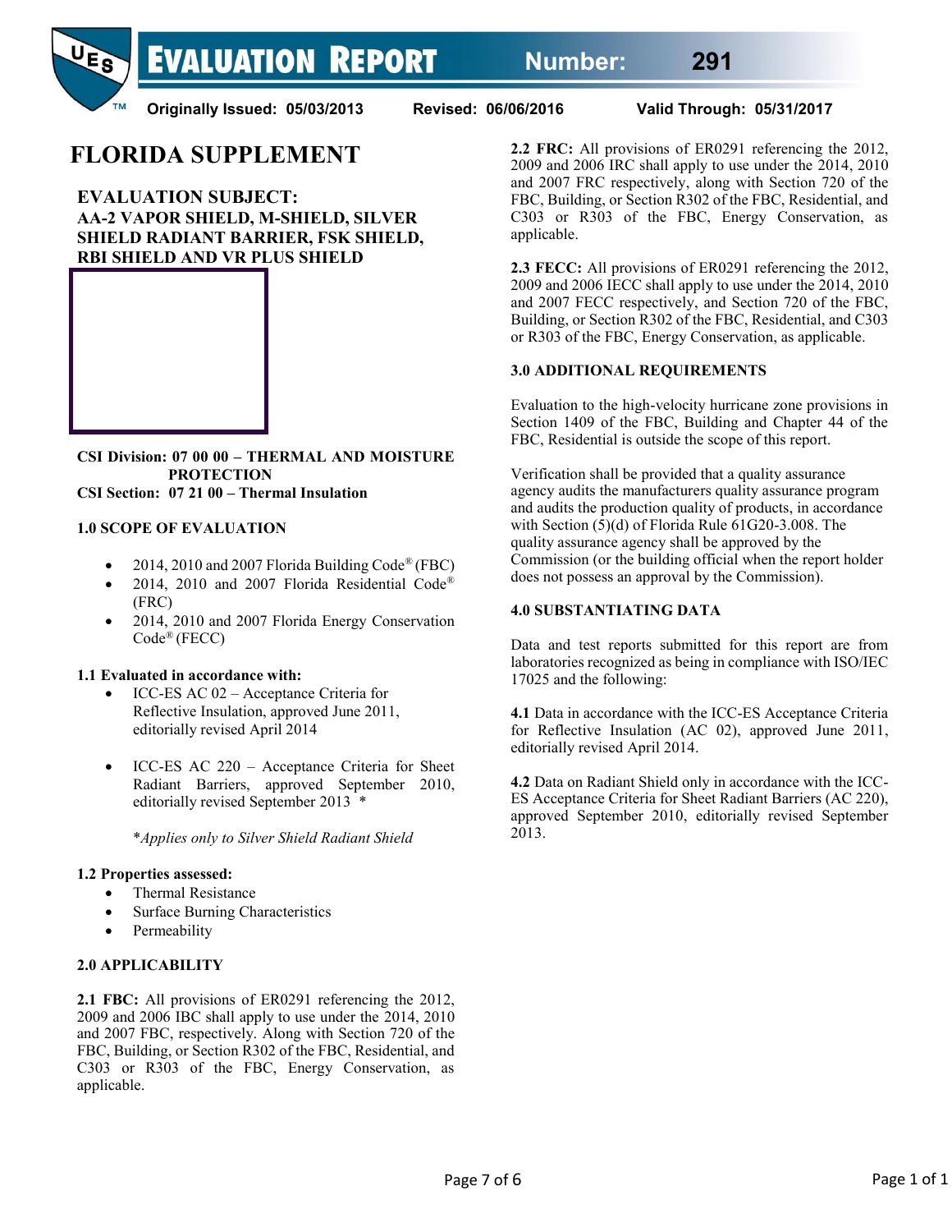# EVALUATION REPORT Number: 291

**Originally Issued: 05/03/2013 Revised: 06/06/2016 Valid Through: 05/31/2017**

# FLORIDA SUPPLEMENT

## EVALUATION SUBJECT:
## AA-2 VAPOR SHIELD, M-SHIELD, SILVER SHIELD RADIANT BARRIER, FSK SHIELD, RBI SHIELD AND VR PLUS SHIELD

**CSI Division: 07 00 00 – THERMAL AND MOISTURE PROTECTION**
**CSI Section: 07 21 00 – Thermal Insulation**

### 1.0 SCOPE OF EVALUATION

- 2014, 2010 and 2007 Florida Building Code® (FBC)
- 2014, 2010 and 2007 Florida Residential Code® (FRC)
- 2014, 2010 and 2007 Florida Energy Conservation Code® (FECC)

**1.1 Evaluated in accordance with:**

- ICC-ES AC 02 – Acceptance Criteria for Reflective Insulation, approved June 2011, editorially revised April 2014
- ICC-ES AC 220 – Acceptance Criteria for Sheet Radiant Barriers, approved September 2010, editorially revised September 2013 *

*\*Applies only to Silver Shield Radiant Shield*

**1.2 Properties assessed:**

- Thermal Resistance
- Surface Burning Characteristics
- Permeability

### 2.0 APPLICABILITY

**2.1 FBC:** All provisions of ER0291 referencing the 2012, 2009 and 2006 IBC shall apply to use under the 2014, 2010 and 2007 FBC, respectively. Along with Section 720 of the FBC, Building, or Section R302 of the FBC, Residential, and C303 or R303 of the FBC, Energy Conservation, as applicable.

**2.2 FRC:** All provisions of ER0291 referencing the 2012, 2009 and 2006 IRC shall apply to use under the 2014, 2010 and 2007 FRC respectively, along with Section 720 of the FBC, Building, or Section R302 of the FBC, Residential, and C303 or R303 of the FBC, Energy Conservation, as applicable.

**2.3 FECC:** All provisions of ER0291 referencing the 2012, 2009 and 2006 IECC shall apply to use under the 2014, 2010 and 2007 FECC respectively, and Section 720 of the FBC, Building, or Section R302 of the FBC, Residential, and C303 or R303 of the FBC, Energy Conservation, as applicable.

### 3.0 ADDITIONAL REQUIREMENTS

Evaluation to the high-velocity hurricane zone provisions in Section 1409 of the FBC, Building and Chapter 44 of the FBC, Residential is outside the scope of this report.

Verification shall be provided that a quality assurance agency audits the manufacturers quality assurance program and audits the production quality of products, in accordance with Section (5)(d) of Florida Rule 61G20-3.008. The quality assurance agency shall be approved by the Commission (or the building official when the report holder does not possess an approval by the Commission).

### 4.0 SUBSTANTIATING DATA

Data and test reports submitted for this report are from laboratories recognized as being in compliance with ISO/IEC 17025 and the following:

**4.1** Data in accordance with the ICC-ES Acceptance Criteria for Reflective Insulation (AC 02), approved June 2011, editorially revised April 2014.

**4.2** Data on Radiant Shield only in accordance with the ICC-ES Acceptance Criteria for Sheet Radiant Barriers (AC 220), approved September 2010, editorially revised September 2013.